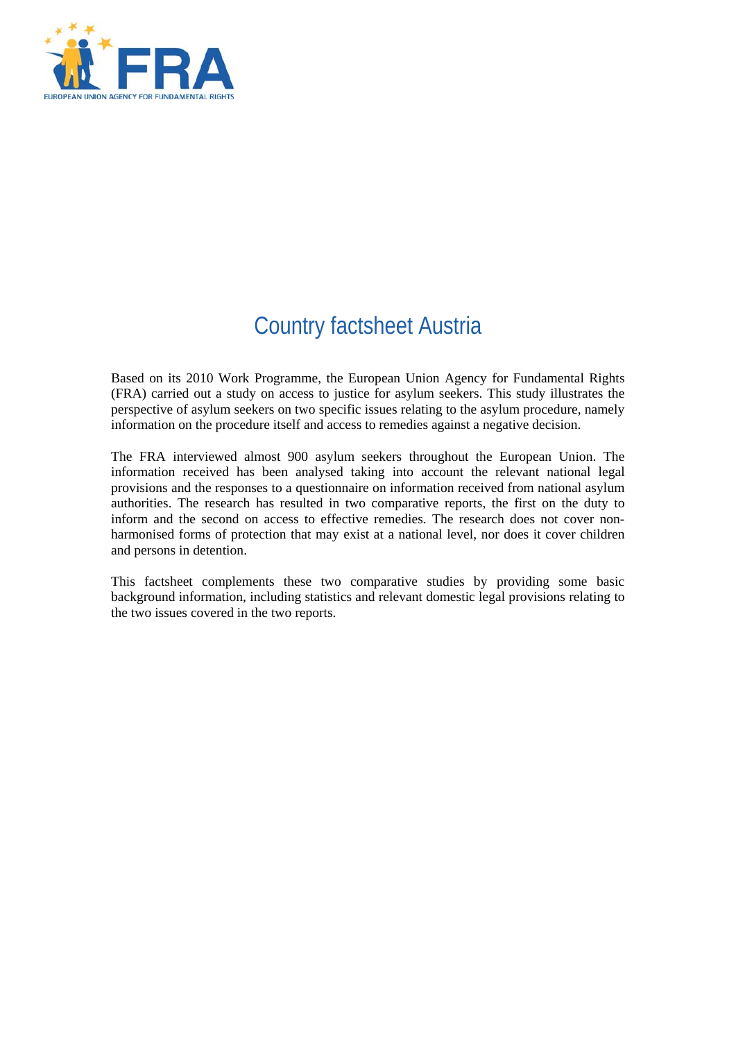# Country factsheet Austria

Based on its 2010 Work Programme, the European Union Agency for Fundamental Rights (FRA) carried out a study on access to justice for asylum seekers. This study illustrates the perspective of asylum seekers on two specific issues relating to the asylum procedure, namely information on the procedure itself and access to remedies against a negative decision.

The FRA interviewed almost 900 asylum seekers throughout the European Union. The information received has been analysed taking into account the relevant national legal provisions and the responses to a questionnaire on information received from national asylum authorities. The research has resulted in two comparative reports, the first on the duty to inform and the second on access to effective remedies. The research does not cover non-harmonised forms of protection that may exist at a national level, nor does it cover children and persons in detention.

This factsheet complements these two comparative studies by providing some basic background information, including statistics and relevant domestic legal provisions relating to the two issues covered in the two reports.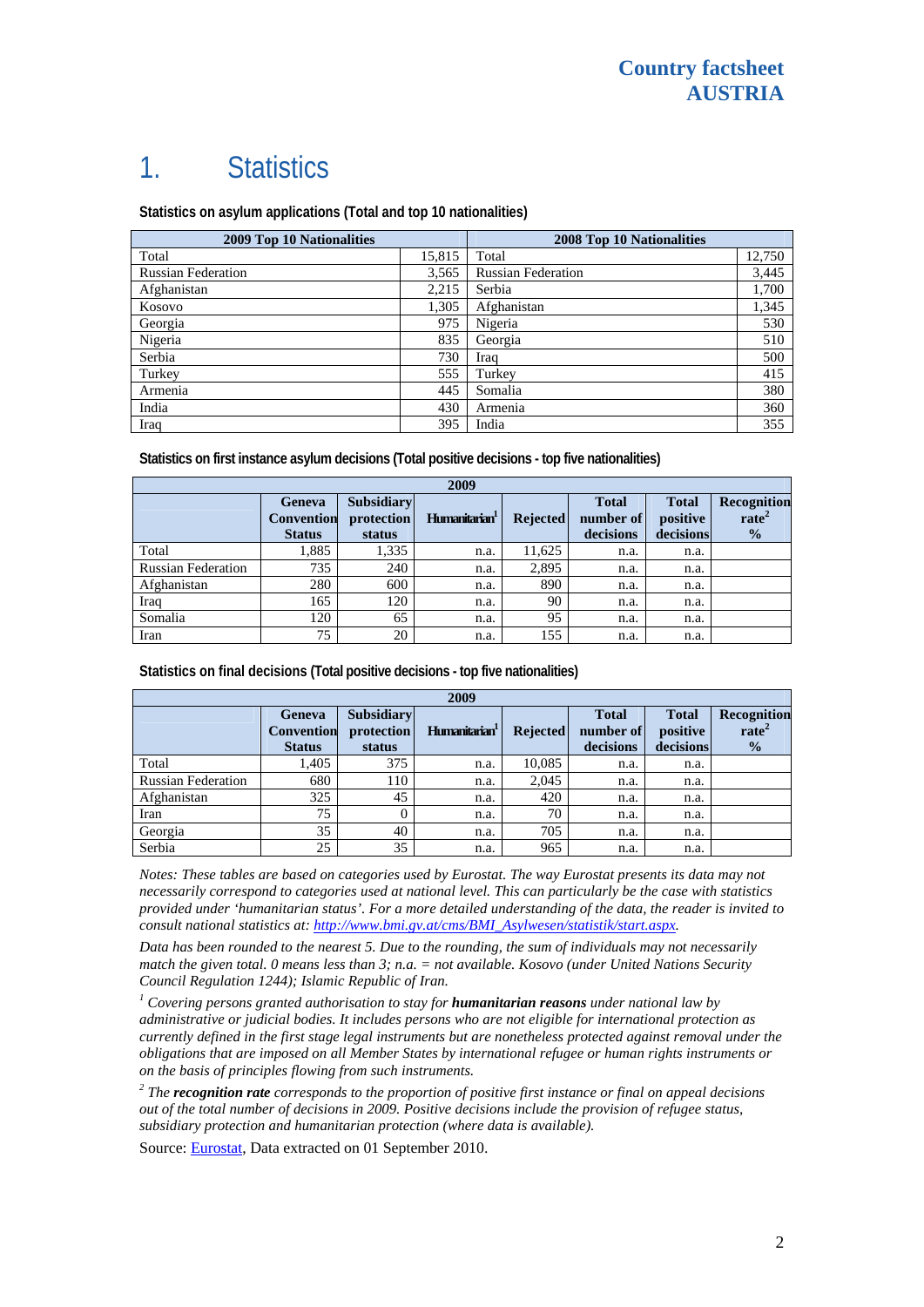# 1. Statistics

**Statistics on asylum applications (Total and top 10 nationalities)**

| 2009 Top 10 Nationalities | | 2008 Top 10 Nationalities | |
|---|---|---|---|
| Total | 15,815 | Total | 12,750 |
| Russian Federation | 3,565 | Russian Federation | 3,445 |
| Afghanistan | 2,215 | Serbia | 1,700 |
| Kosovo | 1,305 | Afghanistan | 1,345 |
| Georgia | 975 | Nigeria | 530 |
| Nigeria | 835 | Georgia | 510 |
| Serbia | 730 | Iraq | 500 |
| Turkey | 555 | Turkey | 415 |
| Armenia | 445 | Somalia | 380 |
| India | 430 | Armenia | 360 |
| Iraq | 395 | India | 355 |

**Statistics on first instance asylum decisions (Total positive decisions - top five nationalities)**

| 2009 | | | | | | | |
|---|---|---|---|---|---|---|---|
| | Geneva Convention Status | Subsidiary protection status | Humanitarian[1] | Rejected | Total number of decisions | Total positive decisions | Recognition rate[2] % |
| Total | 1,885 | 1,335 | n.a. | 11,625 | n.a. | n.a. | |
| Russian Federation | 735 | 240 | n.a. | 2,895 | n.a. | n.a. | |
| Afghanistan | 280 | 600 | n.a. | 890 | n.a. | n.a. | |
| Iraq | 165 | 120 | n.a. | 90 | n.a. | n.a. | |
| Somalia | 120 | 65 | n.a. | 95 | n.a. | n.a. | |
| Iran | 75 | 20 | n.a. | 155 | n.a. | n.a. | |

**Statistics on final decisions (Total positive decisions - top five nationalities)**

| 2009 | | | | | | | |
|---|---|---|---|---|---|---|---|
| | Geneva Convention Status | Subsidiary protection status | Humanitarian[1] | Rejected | Total number of decisions | Total positive decisions | Recognition rate[2] % |
| Total | 1,405 | 375 | n.a. | 10,085 | n.a. | n.a. | |
| Russian Federation | 680 | 110 | n.a. | 2,045 | n.a. | n.a. | |
| Afghanistan | 325 | 45 | n.a. | 420 | n.a. | n.a. | |
| Iran | 75 | 0 | n.a. | 70 | n.a. | n.a. | |
| Georgia | 35 | 40 | n.a. | 705 | n.a. | n.a. | |
| Serbia | 25 | 35 | n.a. | 965 | n.a. | n.a. | |

*Notes: These tables are based on categories used by Eurostat. The way Eurostat presents its data may not necessarily correspond to categories used at national level. This can particularly be the case with statistics provided under 'humanitarian status'. For a more detailed understanding of the data, the reader is invited to consult national statistics at: [http://www.bmi.gv.at/cms/BMI_Asylwesen/statistik/start.aspx](http://www.bmi.gv.at/cms/BMI_Asylwesen/statistik/start.aspx).*

*Data has been rounded to the nearest 5. Due to the rounding, the sum of individuals may not necessarily match the given total. 0 means less than 3; n.a. = not available. Kosovo (under United Nations Security Council Regulation 1244); Islamic Republic of Iran.*

*[1] Covering persons granted authorisation to stay for **humanitarian reasons** under national law by administrative or judicial bodies. It includes persons who are not eligible for international protection as currently defined in the first stage legal instruments but are nonetheless protected against removal under the obligations that are imposed on all Member States by international refugee or human rights instruments or on the basis of principles flowing from such instruments.*

*[2] The **recognition rate** corresponds to the proportion of positive first instance or final on appeal decisions out of the total number of decisions in 2009. Positive decisions include the provision of refugee status, subsidiary protection and humanitarian protection (where data is available).*

Source: Eurostat, Data extracted on 01 September 2010.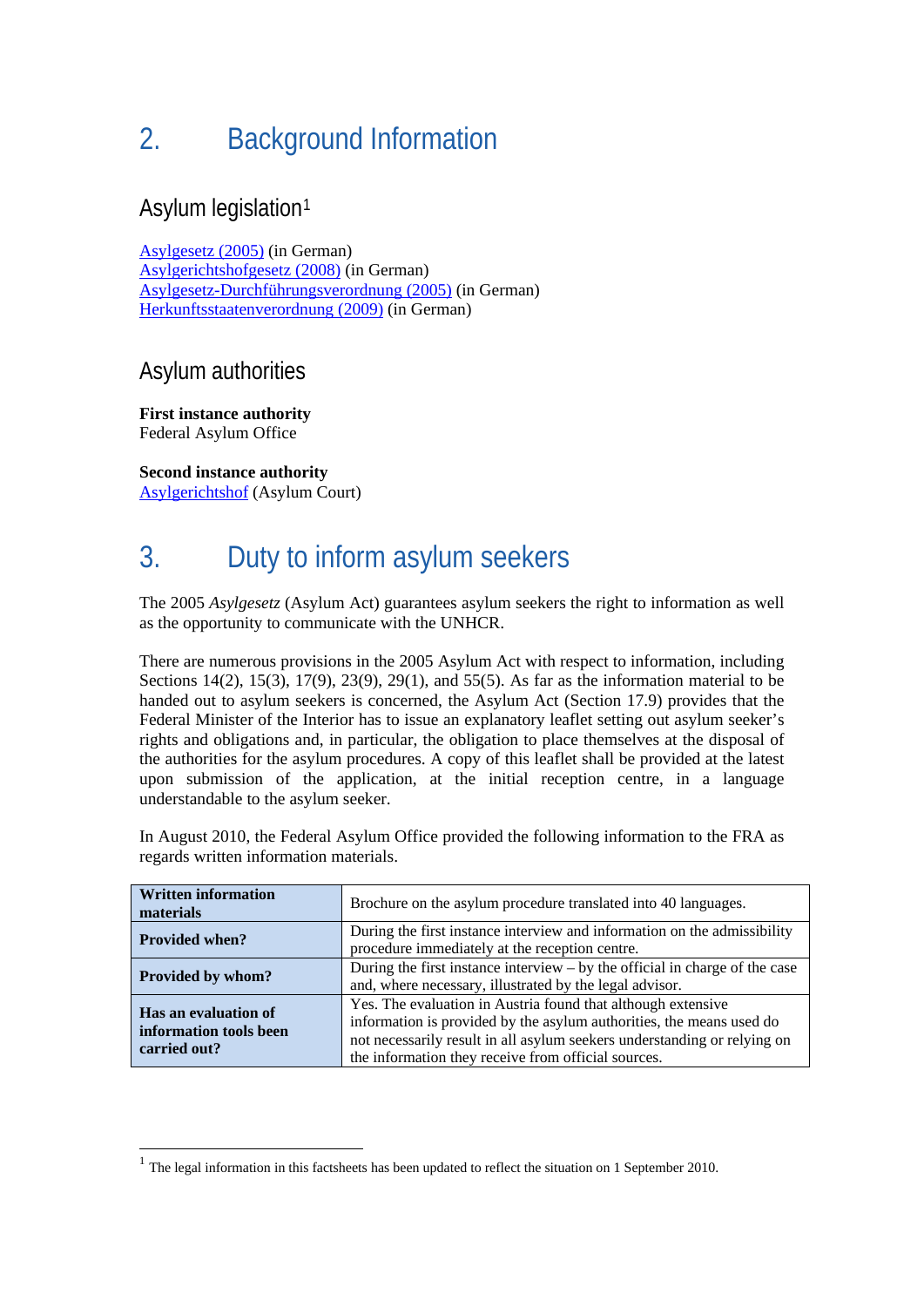# 2. Background Information

## Asylum legislation[1]

Asylgesetz (2005) (in German)
Asylgerichtshofgesetz (2008) (in German)
Asylgesetz-Durchführungsverordnung (2005) (in German)
Herkunftsstaatenverordnung (2009) (in German)

## Asylum authorities

**First instance authority**
Federal Asylum Office

**Second instance authority**
Asylgerichtshof (Asylum Court)

# 3. Duty to inform asylum seekers

The 2005 *Asylgesetz* (Asylum Act) guarantees asylum seekers the right to information as well as the opportunity to communicate with the UNHCR.

There are numerous provisions in the 2005 Asylum Act with respect to information, including Sections 14(2), 15(3), 17(9), 23(9), 29(1), and 55(5). As far as the information material to be handed out to asylum seekers is concerned, the Asylum Act (Section 17.9) provides that the Federal Minister of the Interior has to issue an explanatory leaflet setting out asylum seeker's rights and obligations and, in particular, the obligation to place themselves at the disposal of the authorities for the asylum procedures. A copy of this leaflet shall be provided at the latest upon submission of the application, at the initial reception centre, in a language understandable to the asylum seeker.

In August 2010, the Federal Asylum Office provided the following information to the FRA as regards written information materials.

| **Written information materials** | Brochure on the asylum procedure translated into 40 languages. |
|---|---|
| **Provided when?** | During the first instance interview and information on the admissibility procedure immediately at the reception centre. |
| **Provided by whom?** | During the first instance interview – by the official in charge of the case and, where necessary, illustrated by the legal advisor. |
| **Has an evaluation of information tools been carried out?** | Yes. The evaluation in Austria found that although extensive information is provided by the asylum authorities, the means used do not necessarily result in all asylum seekers understanding or relying on the information they receive from official sources. |

[1] The legal information in this factsheets has been updated to reflect the situation on 1 September 2010.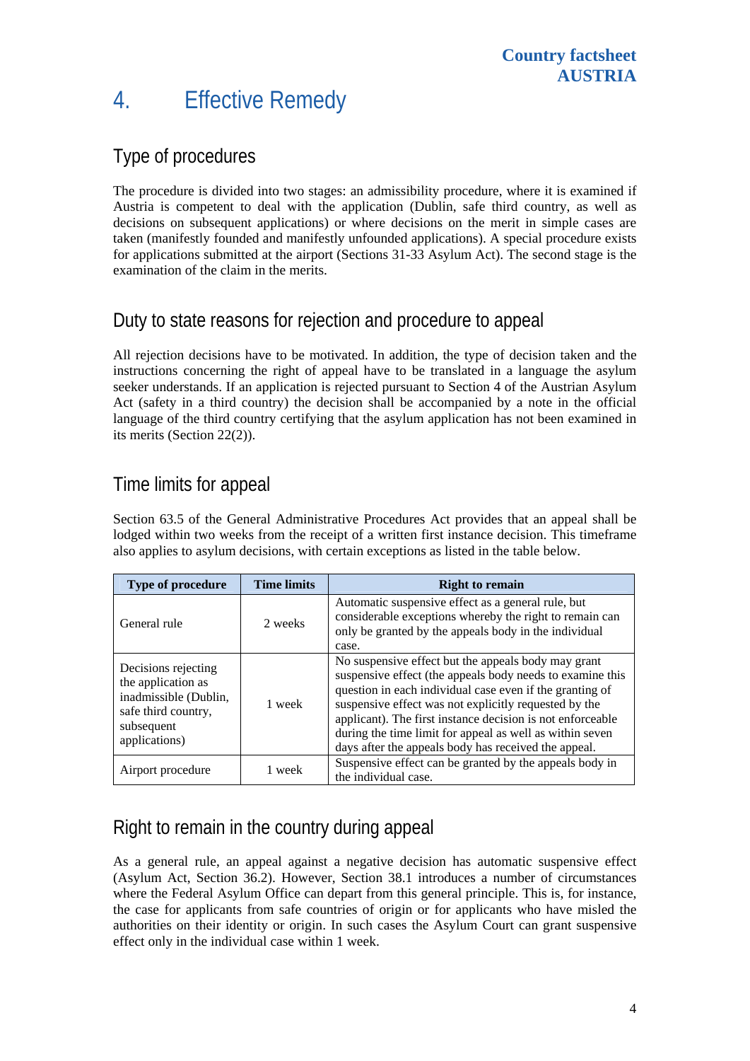# 4. Effective Remedy

## Type of procedures

The procedure is divided into two stages: an admissibility procedure, where it is examined if Austria is competent to deal with the application (Dublin, safe third country, as well as decisions on subsequent applications) or where decisions on the merit in simple cases are taken (manifestly founded and manifestly unfounded applications). A special procedure exists for applications submitted at the airport (Sections 31-33 Asylum Act). The second stage is the examination of the claim in the merits.

## Duty to state reasons for rejection and procedure to appeal

All rejection decisions have to be motivated. In addition, the type of decision taken and the instructions concerning the right of appeal have to be translated in a language the asylum seeker understands. If an application is rejected pursuant to Section 4 of the Austrian Asylum Act (safety in a third country) the decision shall be accompanied by a note in the official language of the third country certifying that the asylum application has not been examined in its merits (Section 22(2)).

## Time limits for appeal

Section 63.5 of the General Administrative Procedures Act provides that an appeal shall be lodged within two weeks from the receipt of a written first instance decision. This timeframe also applies to asylum decisions, with certain exceptions as listed in the table below.

| Type of procedure | Time limits | Right to remain |
|---|---|---|
| General rule | 2 weeks | Automatic suspensive effect as a general rule, but considerable exceptions whereby the right to remain can only be granted by the appeals body in the individual case. |
| Decisions rejecting the application as inadmissible (Dublin, safe third country, subsequent applications) | 1 week | No suspensive effect but the appeals body may grant suspensive effect (the appeals body needs to examine this question in each individual case even if the granting of suspensive effect was not explicitly requested by the applicant). The first instance decision is not enforceable during the time limit for appeal as well as within seven days after the appeals body has received the appeal. |
| Airport procedure | 1 week | Suspensive effect can be granted by the appeals body in the individual case. |

## Right to remain in the country during appeal

As a general rule, an appeal against a negative decision has automatic suspensive effect (Asylum Act, Section 36.2). However, Section 38.1 introduces a number of circumstances where the Federal Asylum Office can depart from this general principle. This is, for instance, the case for applicants from safe countries of origin or for applicants who have misled the authorities on their identity or origin. In such cases the Asylum Court can grant suspensive effect only in the individual case within 1 week.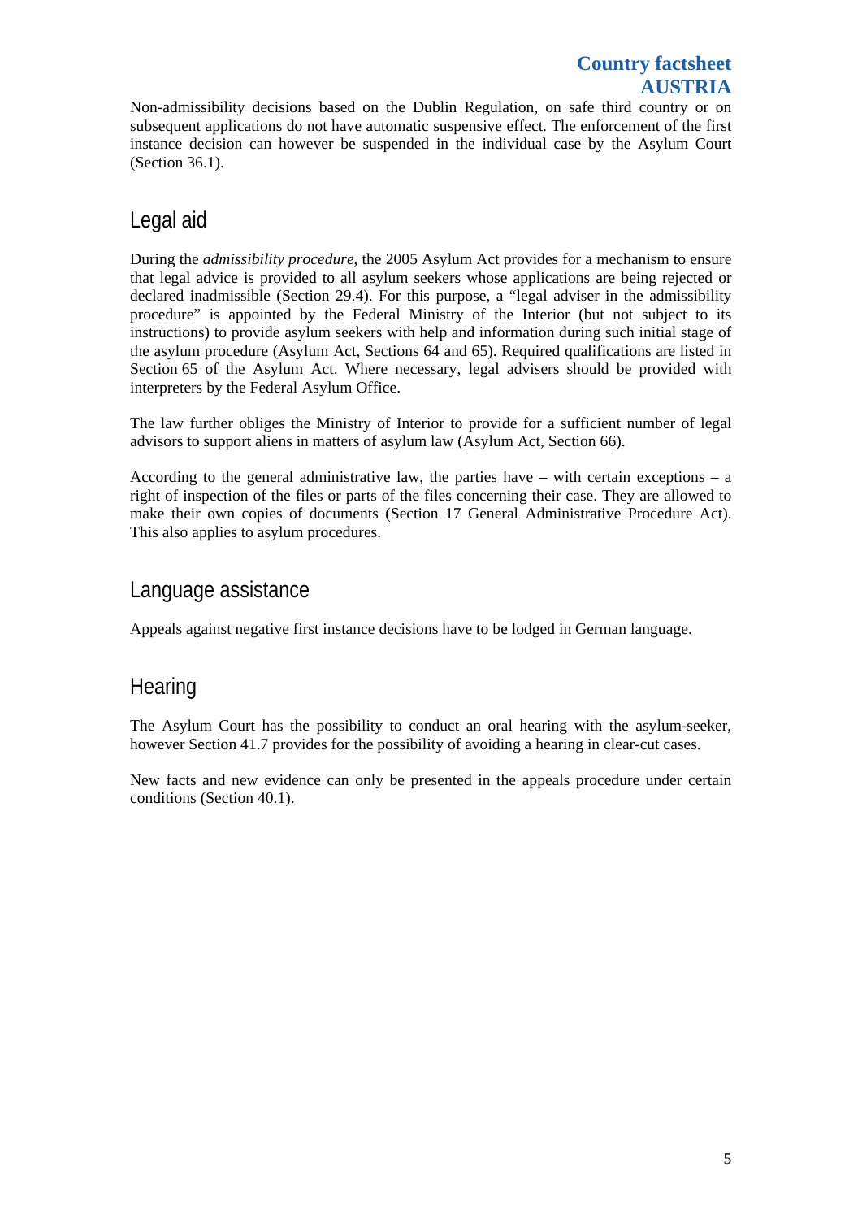Non-admissibility decisions based on the Dublin Regulation, on safe third country or on subsequent applications do not have automatic suspensive effect. The enforcement of the first instance decision can however be suspended in the individual case by the Asylum Court (Section 36.1).

## Legal aid

During the *admissibility procedure*, the 2005 Asylum Act provides for a mechanism to ensure that legal advice is provided to all asylum seekers whose applications are being rejected or declared inadmissible (Section 29.4). For this purpose, a "legal adviser in the admissibility procedure" is appointed by the Federal Ministry of the Interior (but not subject to its instructions) to provide asylum seekers with help and information during such initial stage of the asylum procedure (Asylum Act, Sections 64 and 65). Required qualifications are listed in Section 65 of the Asylum Act. Where necessary, legal advisers should be provided with interpreters by the Federal Asylum Office.

The law further obliges the Ministry of Interior to provide for a sufficient number of legal advisors to support aliens in matters of asylum law (Asylum Act, Section 66).

According to the general administrative law, the parties have – with certain exceptions – a right of inspection of the files or parts of the files concerning their case. They are allowed to make their own copies of documents (Section 17 General Administrative Procedure Act). This also applies to asylum procedures.

## Language assistance

Appeals against negative first instance decisions have to be lodged in German language.

## Hearing

The Asylum Court has the possibility to conduct an oral hearing with the asylum-seeker, however Section 41.7 provides for the possibility of avoiding a hearing in clear-cut cases.

New facts and new evidence can only be presented in the appeals procedure under certain conditions (Section 40.1).